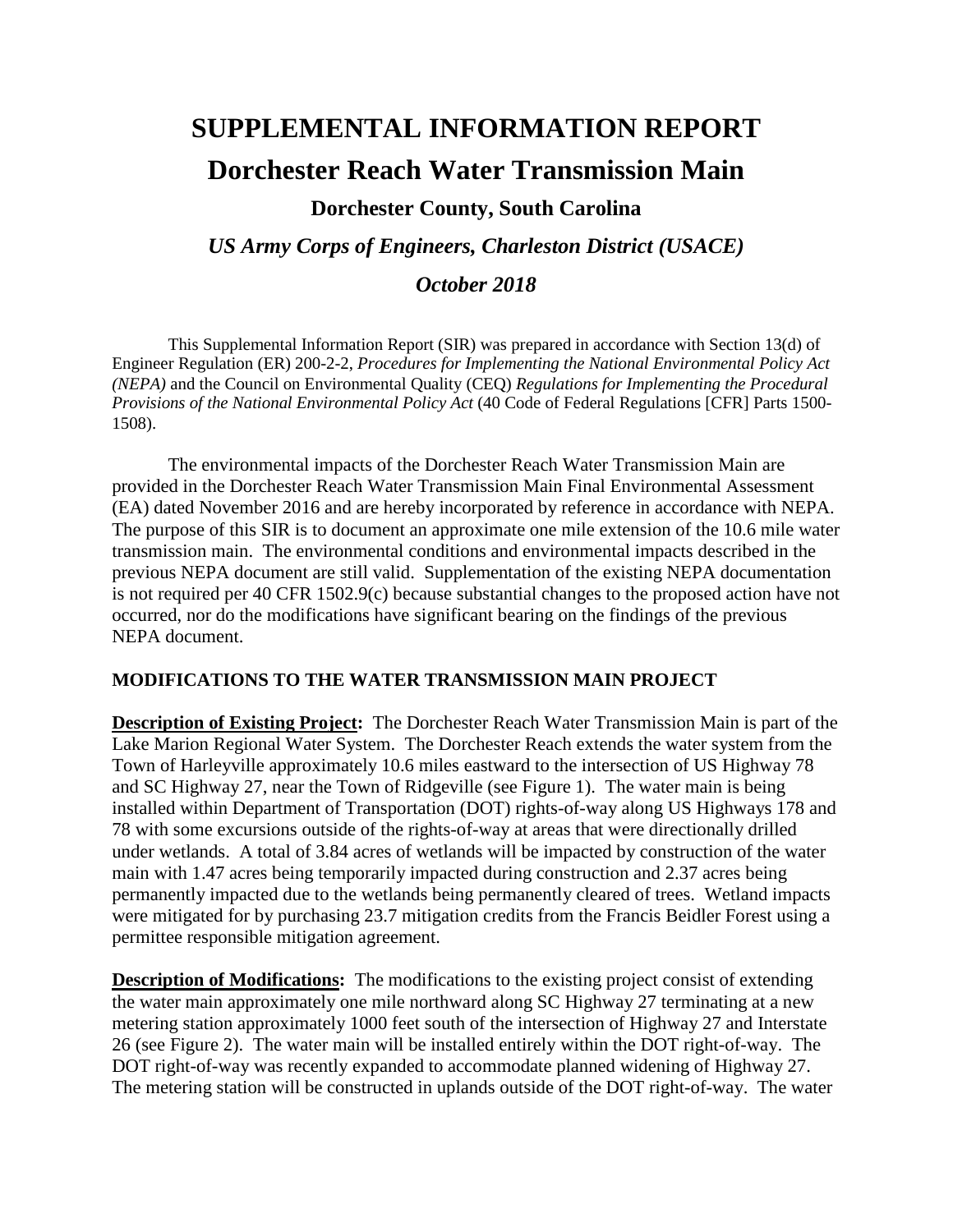# SUPPLEMENTAL INFORMATION REPORT

# Dorchester Reach Water Transmission Main

## Dorchester County, South Carolina

### *US Army Corps of Engineers, Charleston District (USACE)*

### *October 2018*

This Supplemental Information Report (SIR) was prepared in accordance with Section 13(d) of Engineer Regulation (ER) 200-2-2, *Procedures for Implementing the National Environmental Policy Act (NEPA)* and the Council on Environmental Quality (CEQ) *Regulations for Implementing the Procedural Provisions of the National Environmental Policy Act* (40 Code of Federal Regulations [CFR] Parts 1500-1508).

The environmental impacts of the Dorchester Reach Water Transmission Main are provided in the Dorchester Reach Water Transmission Main Final Environmental Assessment (EA) dated November 2016 and are hereby incorporated by reference in accordance with NEPA. The purpose of this SIR is to document an approximate one mile extension of the 10.6 mile water transmission main. The environmental conditions and environmental impacts described in the previous NEPA document are still valid. Supplementation of the existing NEPA documentation is not required per 40 CFR 1502.9(c) because substantial changes to the proposed action have not occurred, nor do the modifications have significant bearing on the findings of the previous NEPA document.

**MODIFICATIONS TO THE WATER TRANSMISSION MAIN PROJECT**

**Description of Existing Project:** The Dorchester Reach Water Transmission Main is part of the Lake Marion Regional Water System. The Dorchester Reach extends the water system from the Town of Harleyville approximately 10.6 miles eastward to the intersection of US Highway 78 and SC Highway 27, near the Town of Ridgeville (see Figure 1). The water main is being installed within Department of Transportation (DOT) rights-of-way along US Highways 178 and 78 with some excursions outside of the rights-of-way at areas that were directionally drilled under wetlands. A total of 3.84 acres of wetlands will be impacted by construction of the water main with 1.47 acres being temporarily impacted during construction and 2.37 acres being permanently impacted due to the wetlands being permanently cleared of trees. Wetland impacts were mitigated for by purchasing 23.7 mitigation credits from the Francis Beidler Forest using a permittee responsible mitigation agreement.

**Description of Modifications:** The modifications to the existing project consist of extending the water main approximately one mile northward along SC Highway 27 terminating at a new metering station approximately 1000 feet south of the intersection of Highway 27 and Interstate 26 (see Figure 2). The water main will be installed entirely within the DOT right-of-way. The DOT right-of-way was recently expanded to accommodate planned widening of Highway 27. The metering station will be constructed in uplands outside of the DOT right-of-way. The water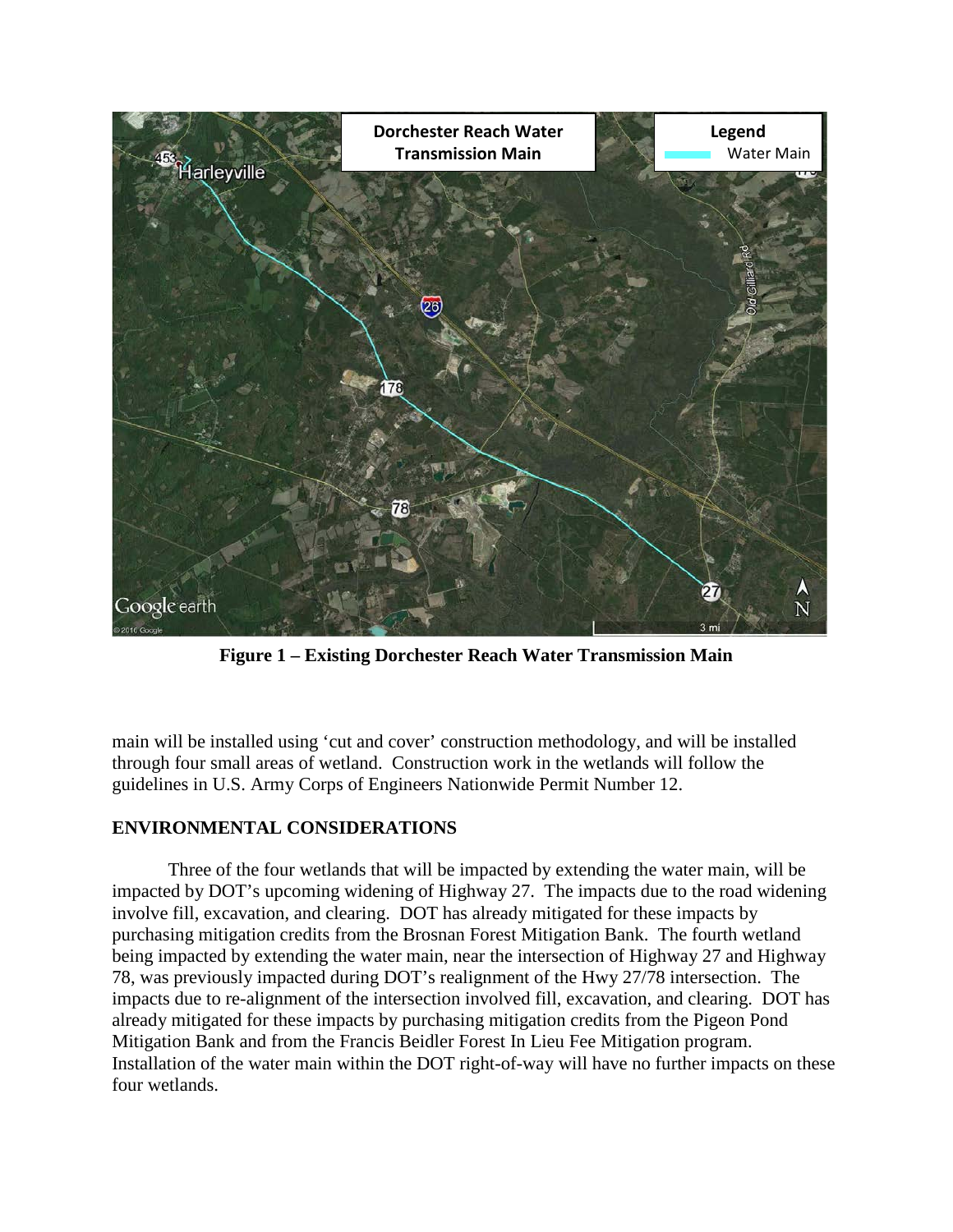**Figure 1 – Existing Dorchester Reach Water Transmission Main**

main will be installed using 'cut and cover' construction methodology, and will be installed through four small areas of wetland. Construction work in the wetlands will follow the guidelines in U.S. Army Corps of Engineers Nationwide Permit Number 12.

## ENVIRONMENTAL CONSIDERATIONS

Three of the four wetlands that will be impacted by extending the water main, will be impacted by DOT's upcoming widening of Highway 27. The impacts due to the road widening involve fill, excavation, and clearing. DOT has already mitigated for these impacts by purchasing mitigation credits from the Brosnan Forest Mitigation Bank. The fourth wetland being impacted by extending the water main, near the intersection of Highway 27 and Highway 78, was previously impacted during DOT's realignment of the Hwy 27/78 intersection. The impacts due to re-alignment of the intersection involved fill, excavation, and clearing. DOT has already mitigated for these impacts by purchasing mitigation credits from the Pigeon Pond Mitigation Bank and from the Francis Beidler Forest In Lieu Fee Mitigation program. Installation of the water main within the DOT right-of-way will have no further impacts on these four wetlands.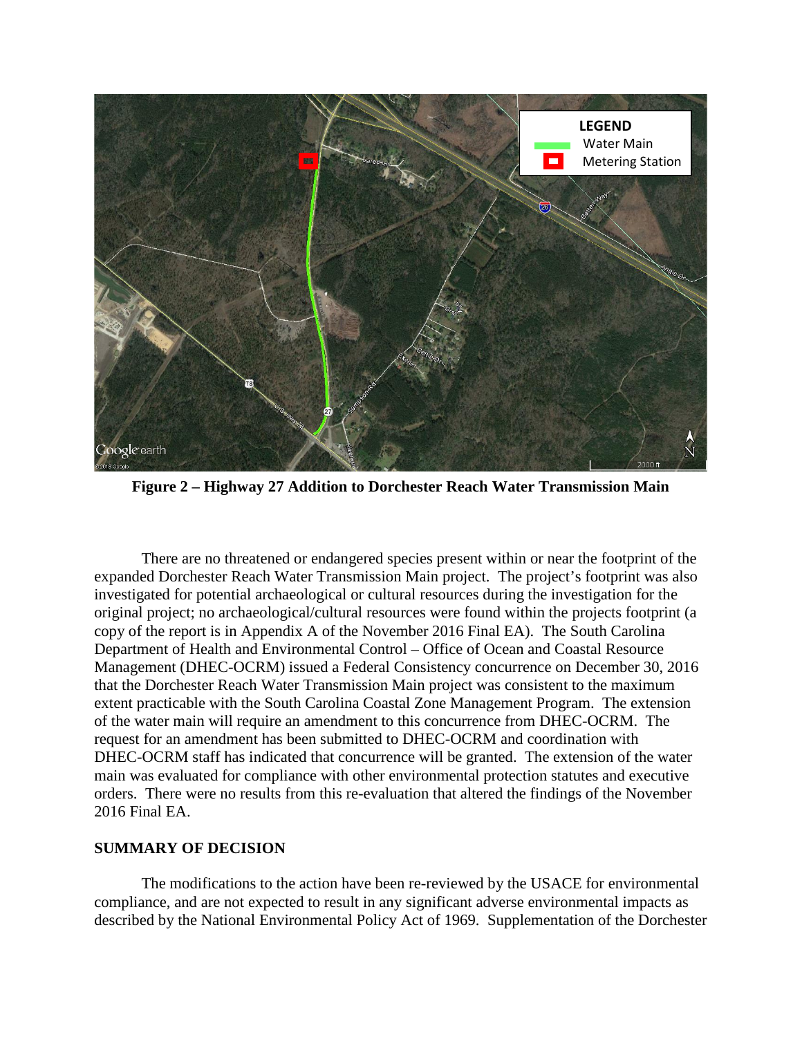**Figure 2 – Highway 27 Addition to Dorchester Reach Water Transmission Main**

There are no threatened or endangered species present within or near the footprint of the expanded Dorchester Reach Water Transmission Main project. The project's footprint was also investigated for potential archaeological or cultural resources during the investigation for the original project; no archaeological/cultural resources were found within the projects footprint (a copy of the report is in Appendix A of the November 2016 Final EA). The South Carolina Department of Health and Environmental Control – Office of Ocean and Coastal Resource Management (DHEC-OCRM) issued a Federal Consistency concurrence on December 30, 2016 that the Dorchester Reach Water Transmission Main project was consistent to the maximum extent practicable with the South Carolina Coastal Zone Management Program. The extension of the water main will require an amendment to this concurrence from DHEC-OCRM. The request for an amendment has been submitted to DHEC-OCRM and coordination with DHEC-OCRM staff has indicated that concurrence will be granted. The extension of the water main was evaluated for compliance with other environmental protection statutes and executive orders. There were no results from this re-evaluation that altered the findings of the November 2016 Final EA.

**SUMMARY OF DECISION**

The modifications to the action have been re-reviewed by the USACE for environmental compliance, and are not expected to result in any significant adverse environmental impacts as described by the National Environmental Policy Act of 1969. Supplementation of the Dorchester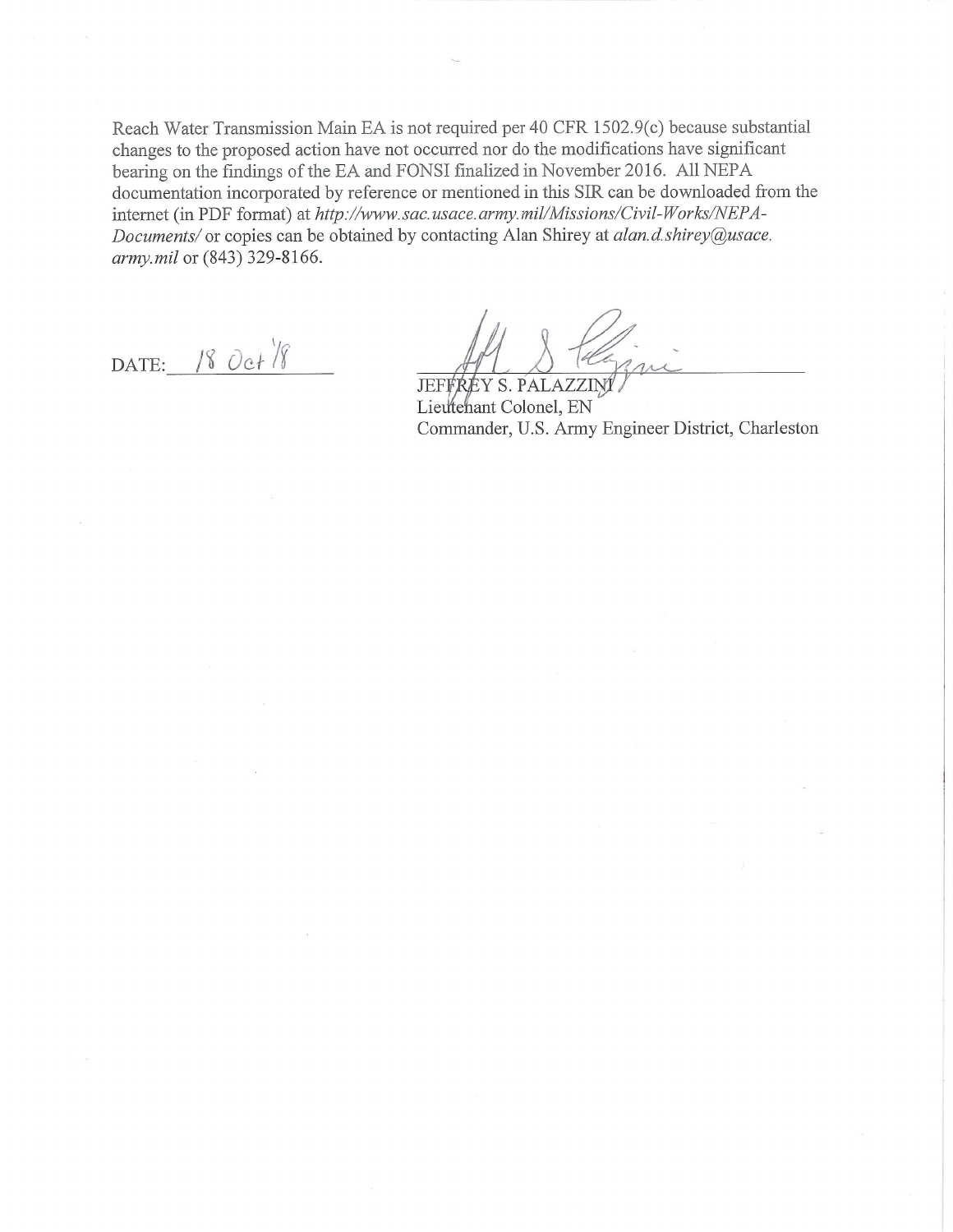Reach Water Transmission Main EA is not required per 40 CFR 1502.9(c) because substantial changes to the proposed action have not occurred nor do the modifications have significant bearing on the findings of the EA and FONSI finalized in November 2016. All NEPA documentation incorporated by reference or mentioned in this SIR can be downloaded from the internet (in PDF format) at *http://www.sac.usace.army.mil/Missions/Civil-Works/NEPA-Documents/* or copies can be obtained by contacting Alan Shirey at *alan.d.shirey@usace.army.mil* or (843) 329-8166.

DATE: 18 Oct '18

JEFFREY S. PALAZZINI
Lieutenant Colonel, EN
Commander, U.S. Army Engineer District, Charleston